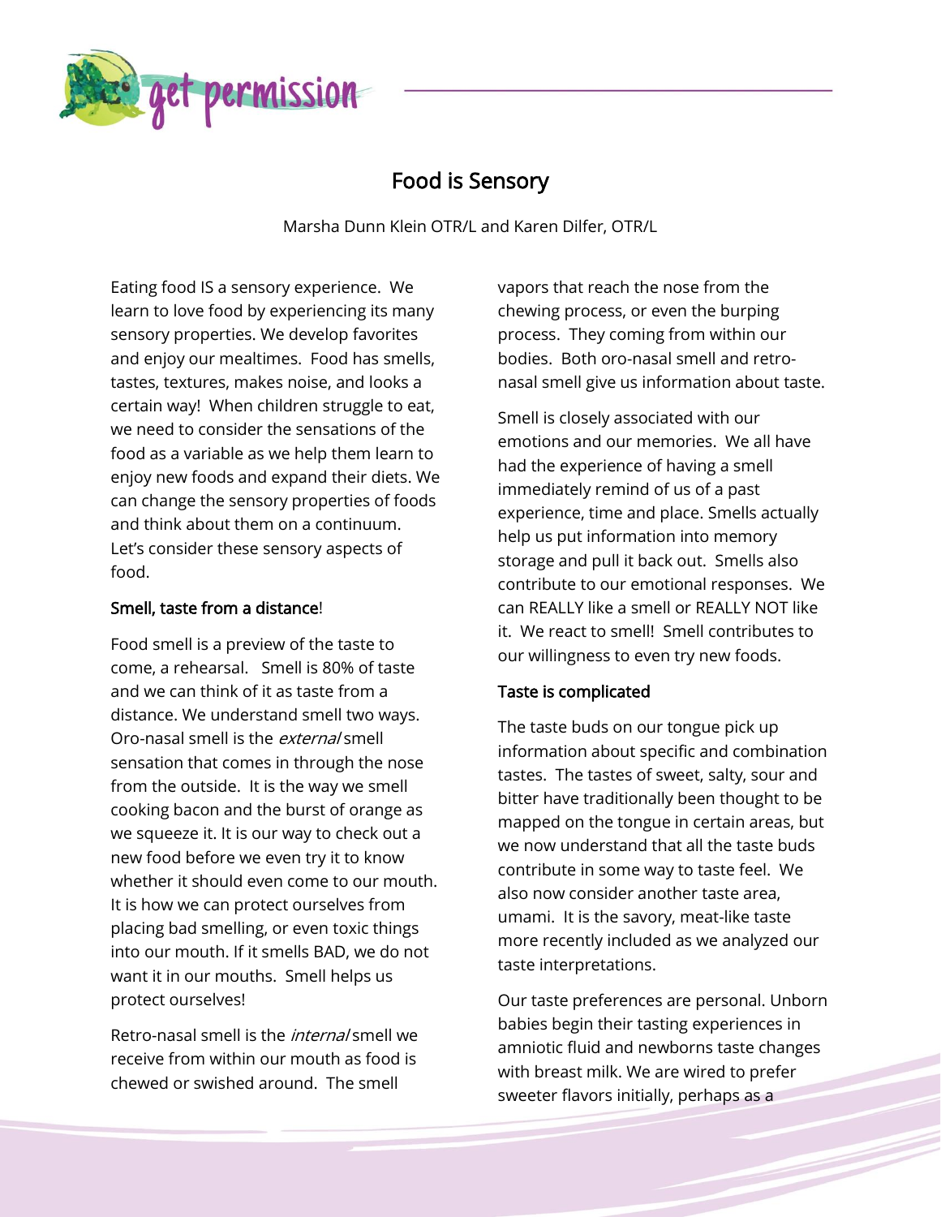# Food is Sensory

Marsha Dunn Klein OTR/L and Karen Dilfer, OTR/L

Eating food IS a sensory experience. We learn to love food by experiencing its many sensory properties. We develop favorites and enjoy our mealtimes. Food has smells, tastes, textures, makes noise, and looks a certain way! When children struggle to eat, we need to consider the sensations of the food as a variable as we help them learn to enjoy new foods and expand their diets. We can change the sensory properties of foods and think about them on a continuum. Let's consider these sensory aspects of food.

## Smell, taste from a distance!

Food smell is a preview of the taste to come, a rehearsal. Smell is 80% of taste and we can think of it as taste from a distance. We understand smell two ways. Oro-nasal smell is the *external* smell sensation that comes in through the nose from the outside. It is the way we smell cooking bacon and the burst of orange as we squeeze it. It is our way to check out a new food before we even try it to know whether it should even come to our mouth. It is how we can protect ourselves from placing bad smelling, or even toxic things into our mouth. If it smells BAD, we do not want it in our mouths. Smell helps us protect ourselves!

Retro-nasal smell is the *internal* smell we receive from within our mouth as food is chewed or swished around. The smell vapors that reach the nose from the chewing process, or even the burping process. They coming from within our bodies. Both oro-nasal smell and retro-nasal smell give us information about taste.

Smell is closely associated with our emotions and our memories. We all have had the experience of having a smell immediately remind of us of a past experience, time and place. Smells actually help us put information into memory storage and pull it back out. Smells also contribute to our emotional responses. We can REALLY like a smell or REALLY NOT like it. We react to smell! Smell contributes to our willingness to even try new foods.

## Taste is complicated

The taste buds on our tongue pick up information about specific and combination tastes. The tastes of sweet, salty, sour and bitter have traditionally been thought to be mapped on the tongue in certain areas, but we now understand that all the taste buds contribute in some way to taste feel. We also now consider another taste area, umami. It is the savory, meat-like taste more recently included as we analyzed our taste interpretations.

Our taste preferences are personal. Unborn babies begin their tasting experiences in amniotic fluid and newborns taste changes with breast milk. We are wired to prefer sweeter flavors initially, perhaps as a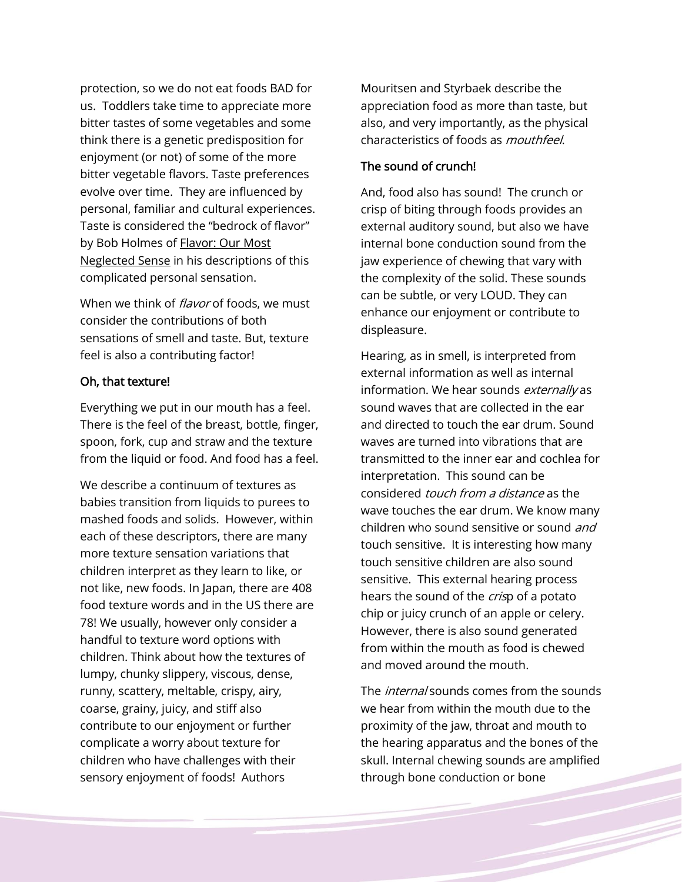protection, so we do not eat foods BAD for us. Toddlers take time to appreciate more bitter tastes of some vegetables and some think there is a genetic predisposition for enjoyment (or not) of some of the more bitter vegetable flavors. Taste preferences evolve over time. They are influenced by personal, familiar and cultural experiences. Taste is considered the "bedrock of flavor" by Bob Holmes of Flavor: Our Most Neglected Sense in his descriptions of this complicated personal sensation.

When we think of *flavor* of foods, we must consider the contributions of both sensations of smell and taste. But, texture feel is also a contributing factor!

### Oh, that texture!

Everything we put in our mouth has a feel. There is the feel of the breast, bottle, finger, spoon, fork, cup and straw and the texture from the liquid or food. And food has a feel.

We describe a continuum of textures as babies transition from liquids to purees to mashed foods and solids. However, within each of these descriptors, there are many more texture sensation variations that children interpret as they learn to like, or not like, new foods. In Japan, there are 408 food texture words and in the US there are 78! We usually, however only consider a handful to texture word options with children. Think about how the textures of lumpy, chunky slippery, viscous, dense, runny, scattery, meltable, crispy, airy, coarse, grainy, juicy, and stiff also contribute to our enjoyment or further complicate a worry about texture for children who have challenges with their sensory enjoyment of foods! Authors Mouritsen and Styrbaek describe the appreciation food as more than taste, but also, and very importantly, as the physical characteristics of foods as *mouthfeel*.

### The sound of crunch!

And, food also has sound! The crunch or crisp of biting through foods provides an external auditory sound, but also we have internal bone conduction sound from the jaw experience of chewing that vary with the complexity of the solid. These sounds can be subtle, or very LOUD. They can enhance our enjoyment or contribute to displeasure.

Hearing, as in smell, is interpreted from external information as well as internal information. We hear sounds *externally* as sound waves that are collected in the ear and directed to touch the ear drum. Sound waves are turned into vibrations that are transmitted to the inner ear and cochlea for interpretation. This sound can be considered *touch from a distance* as the wave touches the ear drum. We know many children who sound sensitive or sound *and* touch sensitive. It is interesting how many touch sensitive children are also sound sensitive. This external hearing process hears the sound of the *cris*p of a potato chip or juicy crunch of an apple or celery. However, there is also sound generated from within the mouth as food is chewed and moved around the mouth.

The *internal* sounds comes from the sounds we hear from within the mouth due to the proximity of the jaw, throat and mouth to the hearing apparatus and the bones of the skull. Internal chewing sounds are amplified through bone conduction or bone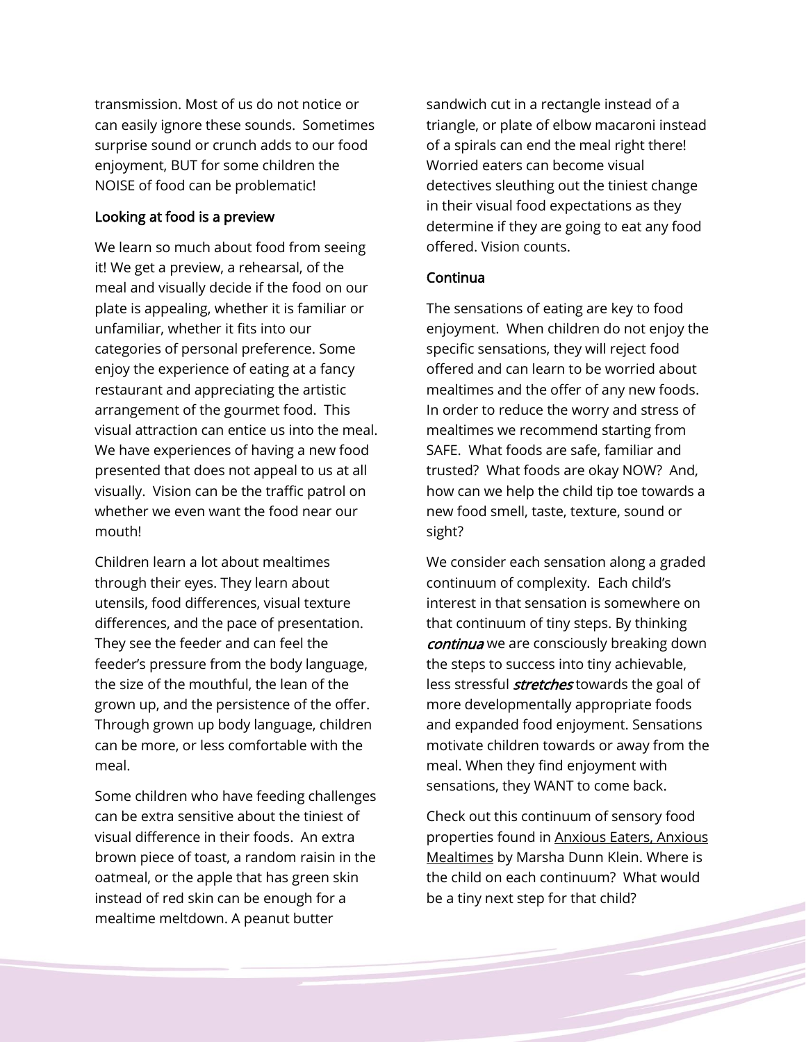transmission. Most of us do not notice or can easily ignore these sounds. Sometimes surprise sound or crunch adds to our food enjoyment, BUT for some children the NOISE of food can be problematic!

### Looking at food is a preview

We learn so much about food from seeing it! We get a preview, a rehearsal, of the meal and visually decide if the food on our plate is appealing, whether it is familiar or unfamiliar, whether it fits into our categories of personal preference. Some enjoy the experience of eating at a fancy restaurant and appreciating the artistic arrangement of the gourmet food. This visual attraction can entice us into the meal. We have experiences of having a new food presented that does not appeal to us at all visually. Vision can be the traffic patrol on whether we even want the food near our mouth!

Children learn a lot about mealtimes through their eyes. They learn about utensils, food differences, visual texture differences, and the pace of presentation. They see the feeder and can feel the feeder's pressure from the body language, the size of the mouthful, the lean of the grown up, and the persistence of the offer. Through grown up body language, children can be more, or less comfortable with the meal.

Some children who have feeding challenges can be extra sensitive about the tiniest of visual difference in their foods. An extra brown piece of toast, a random raisin in the oatmeal, or the apple that has green skin instead of red skin can be enough for a mealtime meltdown. A peanut butter sandwich cut in a rectangle instead of a triangle, or plate of elbow macaroni instead of a spirals can end the meal right there! Worried eaters can become visual detectives sleuthing out the tiniest change in their visual food expectations as they determine if they are going to eat any food offered. Vision counts.

### Continua

The sensations of eating are key to food enjoyment. When children do not enjoy the specific sensations, they will reject food offered and can learn to be worried about mealtimes and the offer of any new foods. In order to reduce the worry and stress of mealtimes we recommend starting from SAFE. What foods are safe, familiar and trusted? What foods are okay NOW? And, how can we help the child tip toe towards a new food smell, taste, texture, sound or sight?

We consider each sensation along a graded continuum of complexity. Each child's interest in that sensation is somewhere on that continuum of tiny steps. By thinking ***continua*** we are consciously breaking down the steps to success into tiny achievable, less stressful ***stretches*** towards the goal of more developmentally appropriate foods and expanded food enjoyment. Sensations motivate children towards or away from the meal. When they find enjoyment with sensations, they WANT to come back.

Check out this continuum of sensory food properties found in Anxious Eaters, Anxious Mealtimes by Marsha Dunn Klein. Where is the child on each continuum? What would be a tiny next step for that child?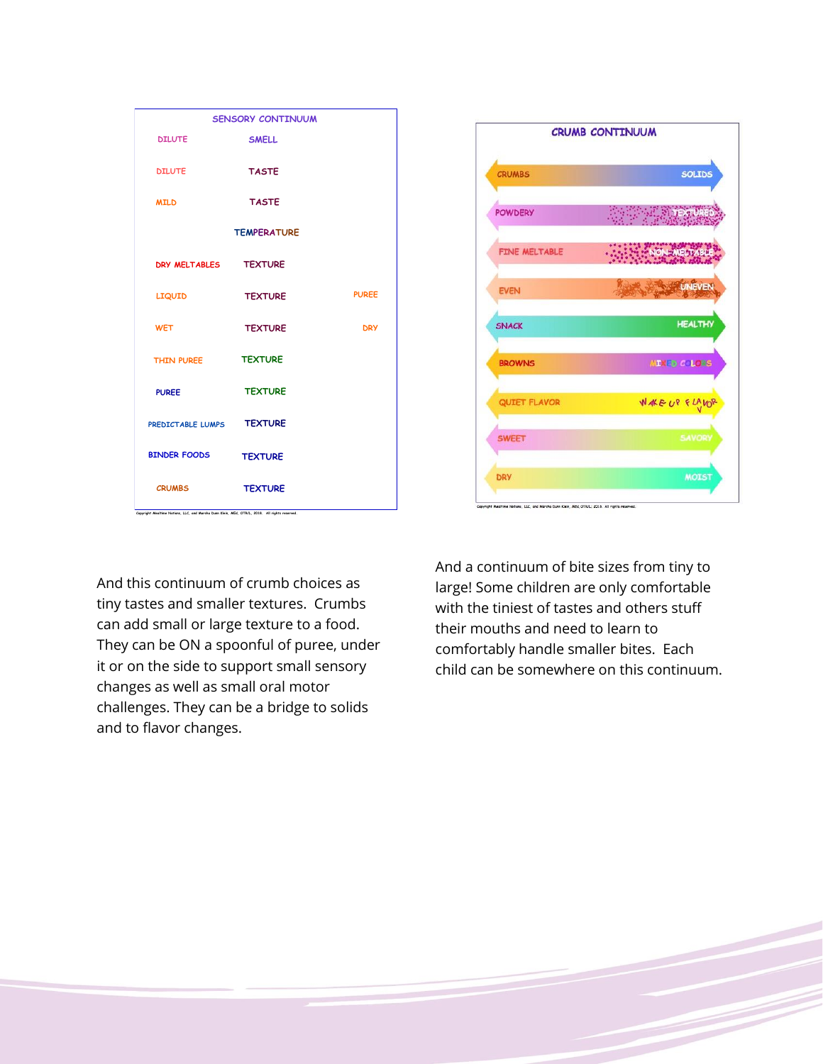## SENSORY CONTINUUM

| | | |
|---|---|---|
| DILUTE | SMELL | |
| DILUTE | TASTE | |
| MILD | TASTE | |
| | TEMPERATURE | |
| DRY MELTABLES | TEXTURE | |
| LIQUID | TEXTURE | PUREE |
| WET | TEXTURE | DRY |
| THIN PUREE | TEXTURE | |
| PUREE | TEXTURE | |
| PREDICTABLE LUMPS | TEXTURE | |
| BINDER FOODS | TEXTURE | |
| CRUMBS | TEXTURE | |

Copyright Mealtime Notions, LLC, and Marsha Dunn Klein, MEd, OTR/L, 2016. All rights reserved.

## CRUMB CONTINUUM

| | |
|---|---|
| CRUMBS | SOLIDS |
| POWDERY | TEXTURED |
| FINE MELTABLE | NON-MELTABLE |
| EVEN | UNEVEN |
| SNACK | HEALTHY |
| BROWNS | MIXED COLORS |
| QUIET FLAVOR | WAKE UP FLAVOR |
| SWEET | SAVORY |
| DRY | MOIST |

Copyright Mealtime Notions, LLC, and Marsha Dunn Klein, MEd, OTR/L, 2016. All rights reserved.

And this continuum of crumb choices as tiny tastes and smaller textures. Crumbs can add small or large texture to a food. They can be ON a spoonful of puree, under it or on the side to support small sensory changes as well as small oral motor challenges. They can be a bridge to solids and to flavor changes.

And a continuum of bite sizes from tiny to large! Some children are only comfortable with the tiniest of tastes and others stuff their mouths and need to learn to comfortably handle smaller bites. Each child can be somewhere on this continuum.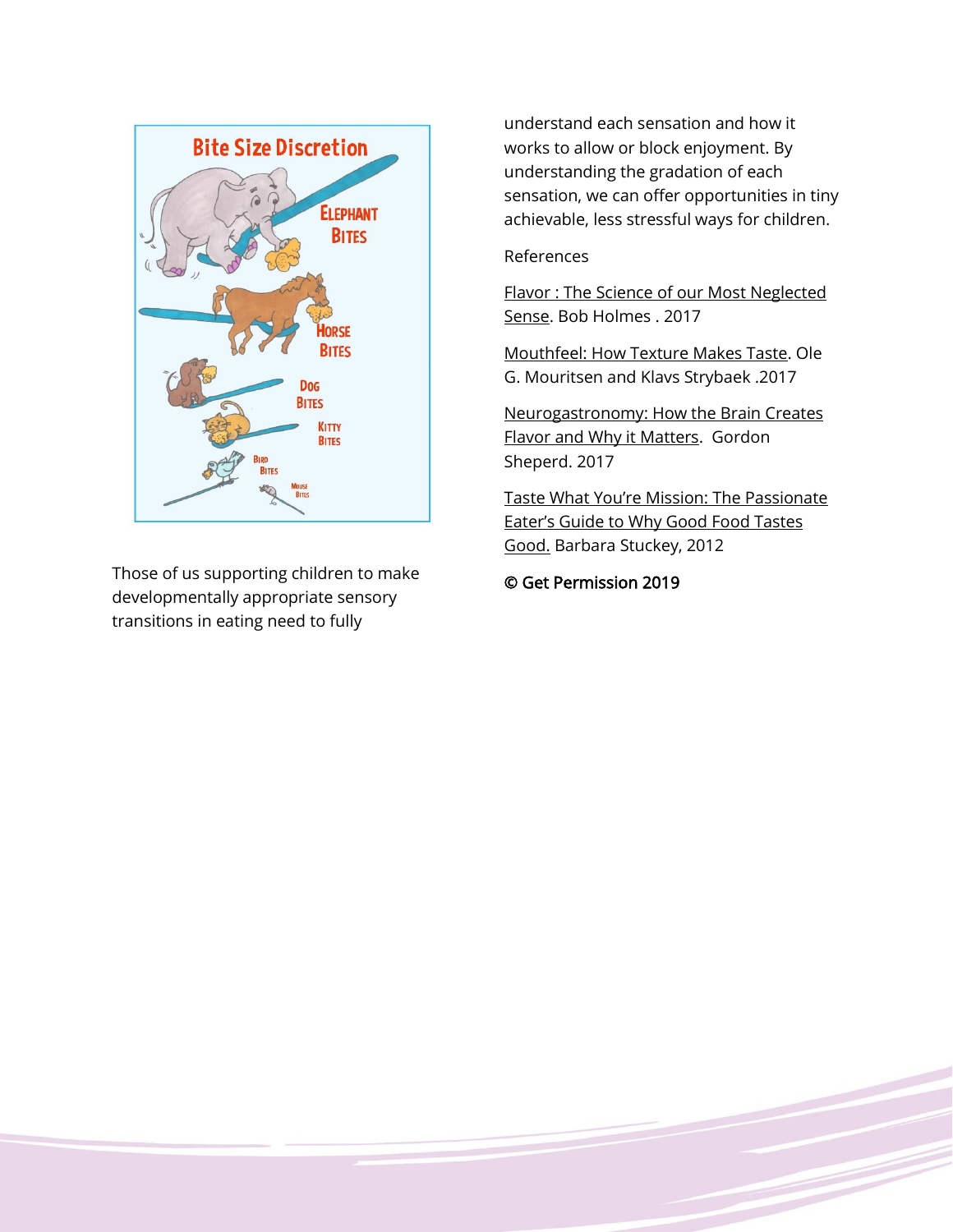Bite Size Discretion

Elephant Bites

Horse Bites

Dog Bites

Kitty Bites

Bird Bites

Mouse Bites

Those of us supporting children to make developmentally appropriate sensory transitions in eating need to fully understand each sensation and how it works to allow or block enjoyment. By understanding the gradation of each sensation, we can offer opportunities in tiny achievable, less stressful ways for children.

References

Flavor : The Science of our Most Neglected Sense. Bob Holmes . 2017

Mouthfeel: How Texture Makes Taste. Ole G. Mouritsen and Klavs Strybaek .2017

Neurogastronomy: How the Brain Creates Flavor and Why it Matters. Gordon Sheperd. 2017

Taste What You're Mission: The Passionate Eater's Guide to Why Good Food Tastes Good. Barbara Stuckey, 2012

© Get Permission 2019